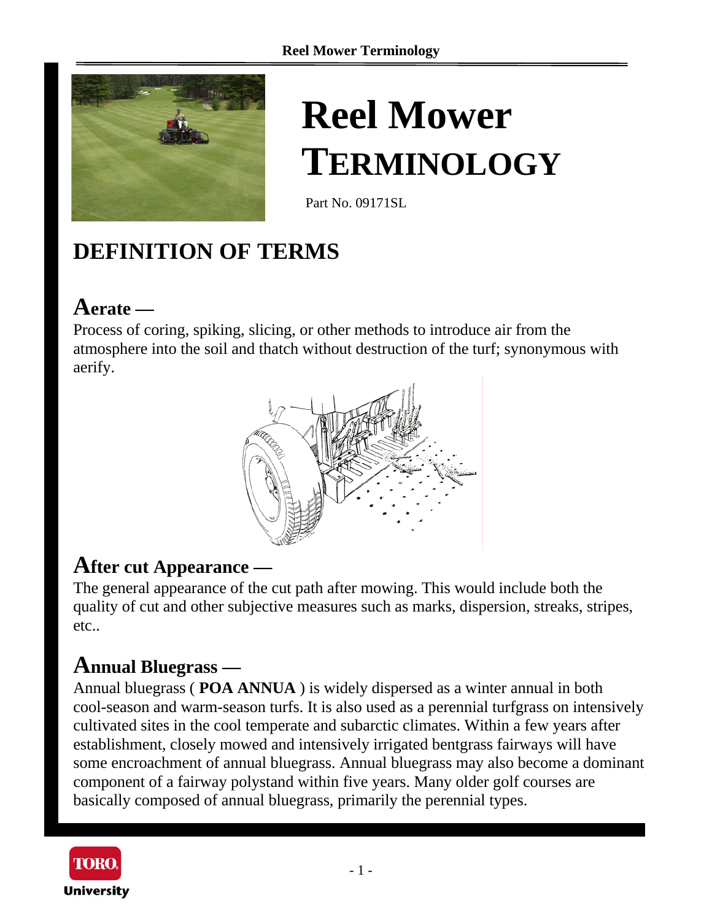# Reel Mower TERMINOLOGY

Part No. 09171SL

## DEFINITION OF TERMS

### Aerate —

Process of coring, spiking, slicing, or other methods to introduce air from the atmosphere into the soil and thatch without destruction of the turf; synonymous with aerify.

### After cut Appearance —

The general appearance of the cut path after mowing. This would include both the quality of cut and other subjective measures such as marks, dispersion, streaks, stripes, etc..

### Annual Bluegrass —

Annual bluegrass ( **POA ANNUA** ) is widely dispersed as a winter annual in both cool-season and warm-season turfs. It is also used as a perennial turfgrass on intensively cultivated sites in the cool temperate and subarctic climates. Within a few years after establishment, closely mowed and intensively irrigated bentgrass fairways will have some encroachment of annual bluegrass. Annual bluegrass may also become a dominant component of a fairway polystand within five years. Many older golf courses are basically composed of annual bluegrass, primarily the perennial types.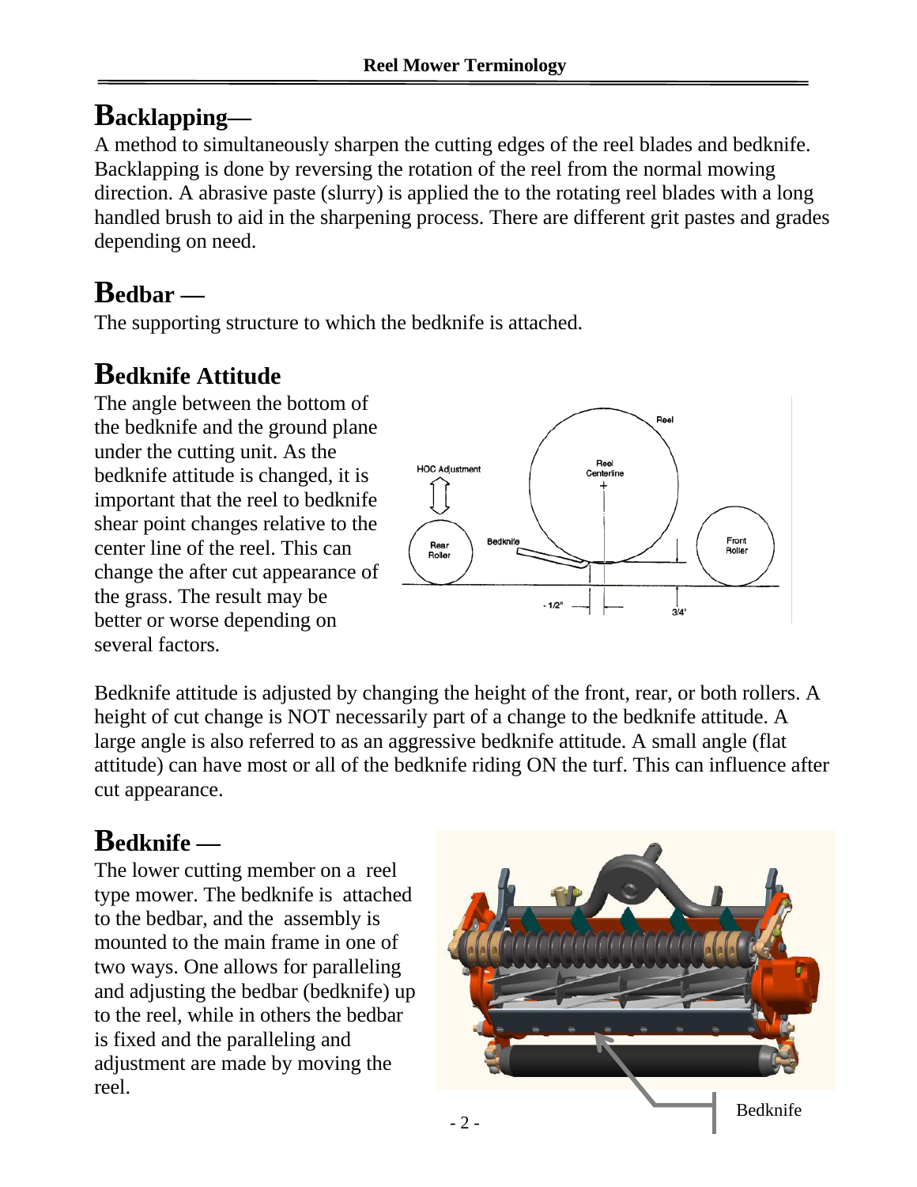## Backlapping—

A method to simultaneously sharpen the cutting edges of the reel blades and bedknife. Backlapping is done by reversing the rotation of the reel from the normal mowing direction. A abrasive paste (slurry) is applied the to the rotating reel blades with a long handled brush to aid in the sharpening process. There are different grit pastes and grades depending on need.

## Bedbar —

The supporting structure to which the bedknife is attached.

## Bedknife Attitude

The angle between the bottom of the bedknife and the ground plane under the cutting unit. As the bedknife attitude is changed, it is important that the reel to bedknife shear point changes relative to the center line of the reel. This can change the after cut appearance of the grass. The result may be better or worse depending on several factors.

Bedknife attitude is adjusted by changing the height of the front, rear, or both rollers. A height of cut change is NOT necessarily part of a change to the bedknife attitude. A large angle is also referred to as an aggressive bedknife attitude. A small angle (flat attitude) can have most or all of the bedknife riding ON the turf. This can influence after cut appearance.

## Bedknife —

The lower cutting member on a reel type mower. The bedknife is attached to the bedbar, and the assembly is mounted to the main frame in one of two ways. One allows for paralleling and adjusting the bedbar (bedknife) up to the reel, while in others the bedbar is fixed and the paralleling and adjustment are made by moving the reel.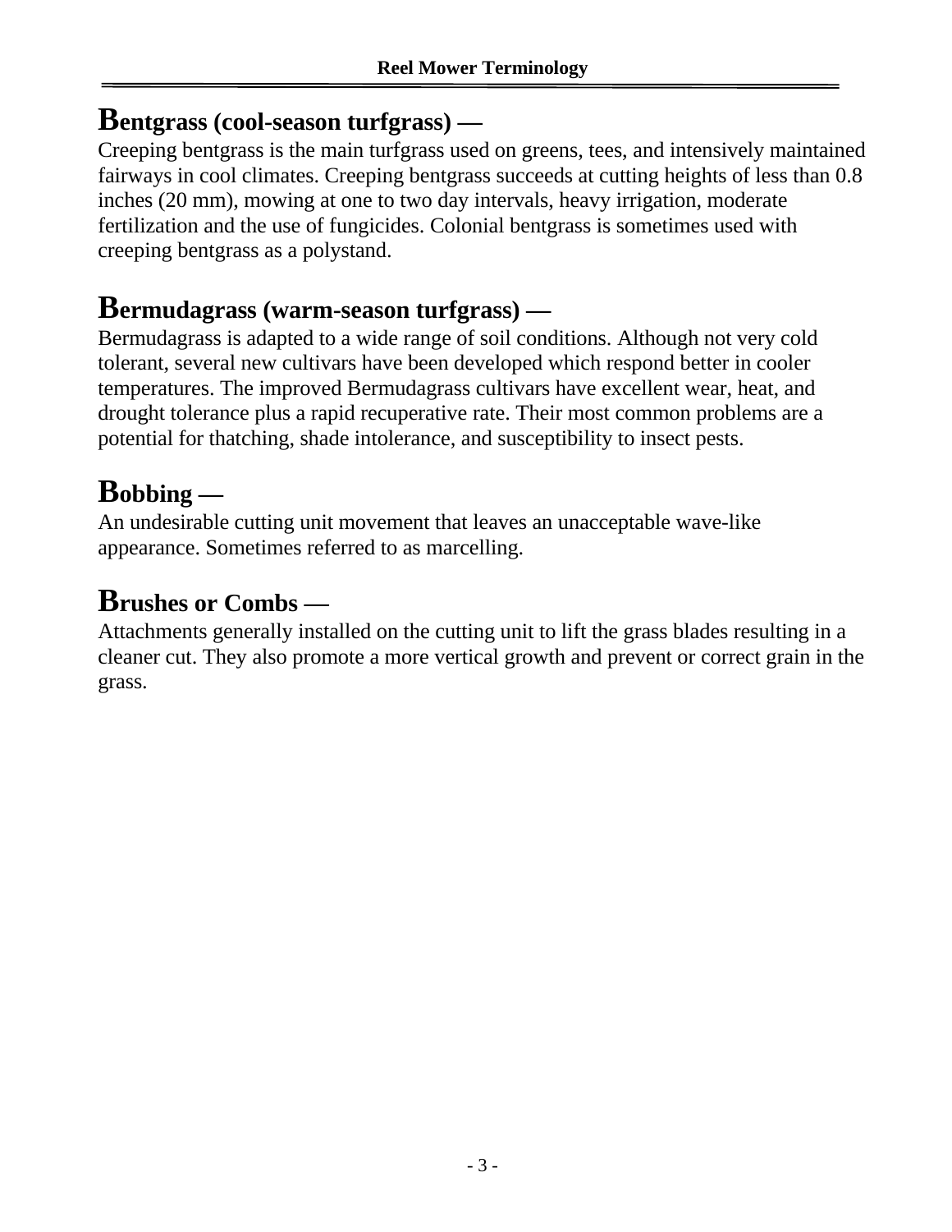## Bentgrass (cool-season turfgrass) —

Creeping bentgrass is the main turfgrass used on greens, tees, and intensively maintained fairways in cool climates. Creeping bentgrass succeeds at cutting heights of less than 0.8 inches (20 mm), mowing at one to two day intervals, heavy irrigation, moderate fertilization and the use of fungicides. Colonial bentgrass is sometimes used with creeping bentgrass as a polystand.

## Bermudagrass (warm-season turfgrass) —

Bermudagrass is adapted to a wide range of soil conditions. Although not very cold tolerant, several new cultivars have been developed which respond better in cooler temperatures. The improved Bermudagrass cultivars have excellent wear, heat, and drought tolerance plus a rapid recuperative rate. Their most common problems are a potential for thatching, shade intolerance, and susceptibility to insect pests.

## Bobbing —

An undesirable cutting unit movement that leaves an unacceptable wave-like appearance. Sometimes referred to as marcelling.

## Brushes or Combs —

Attachments generally installed on the cutting unit to lift the grass blades resulting in a cleaner cut. They also promote a more vertical growth and prevent or correct grain in the grass.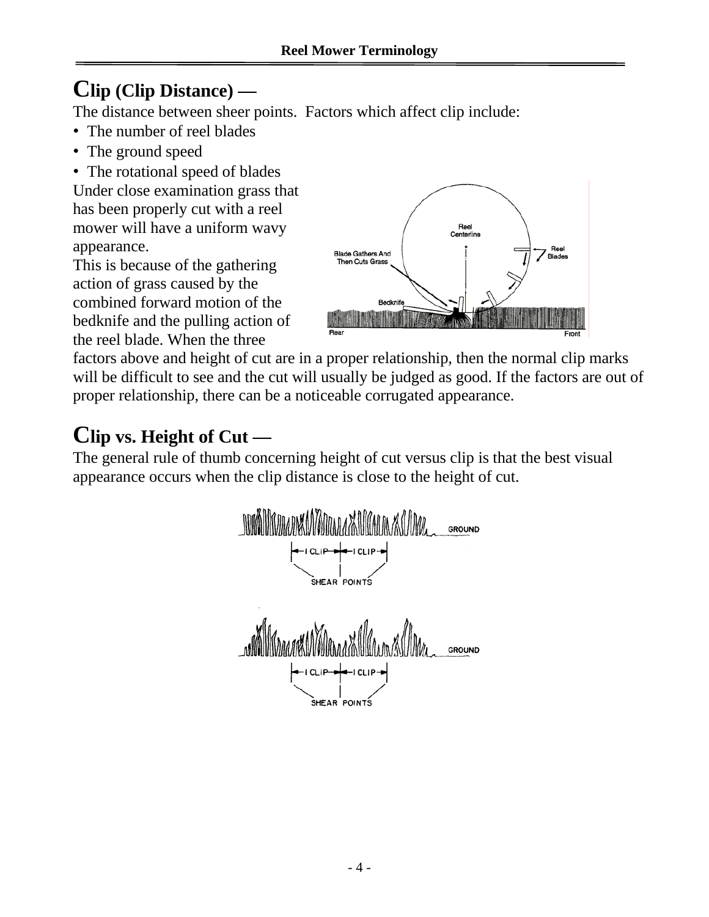## Clip (Clip Distance) —

The distance between sheer points. Factors which affect clip include:

- The number of reel blades
- The ground speed
- The rotational speed of blades

Under close examination grass that has been properly cut with a reel mower will have a uniform wavy appearance.

This is because of the gathering action of grass caused by the combined forward motion of the bedknife and the pulling action of the reel blade. When the three factors above and height of cut are in a proper relationship, then the normal clip marks will be difficult to see and the cut will usually be judged as good. If the factors are out of proper relationship, there can be a noticeable corrugated appearance.

## Clip vs. Height of Cut —

The general rule of thumb concerning height of cut versus clip is that the best visual appearance occurs when the clip distance is close to the height of cut.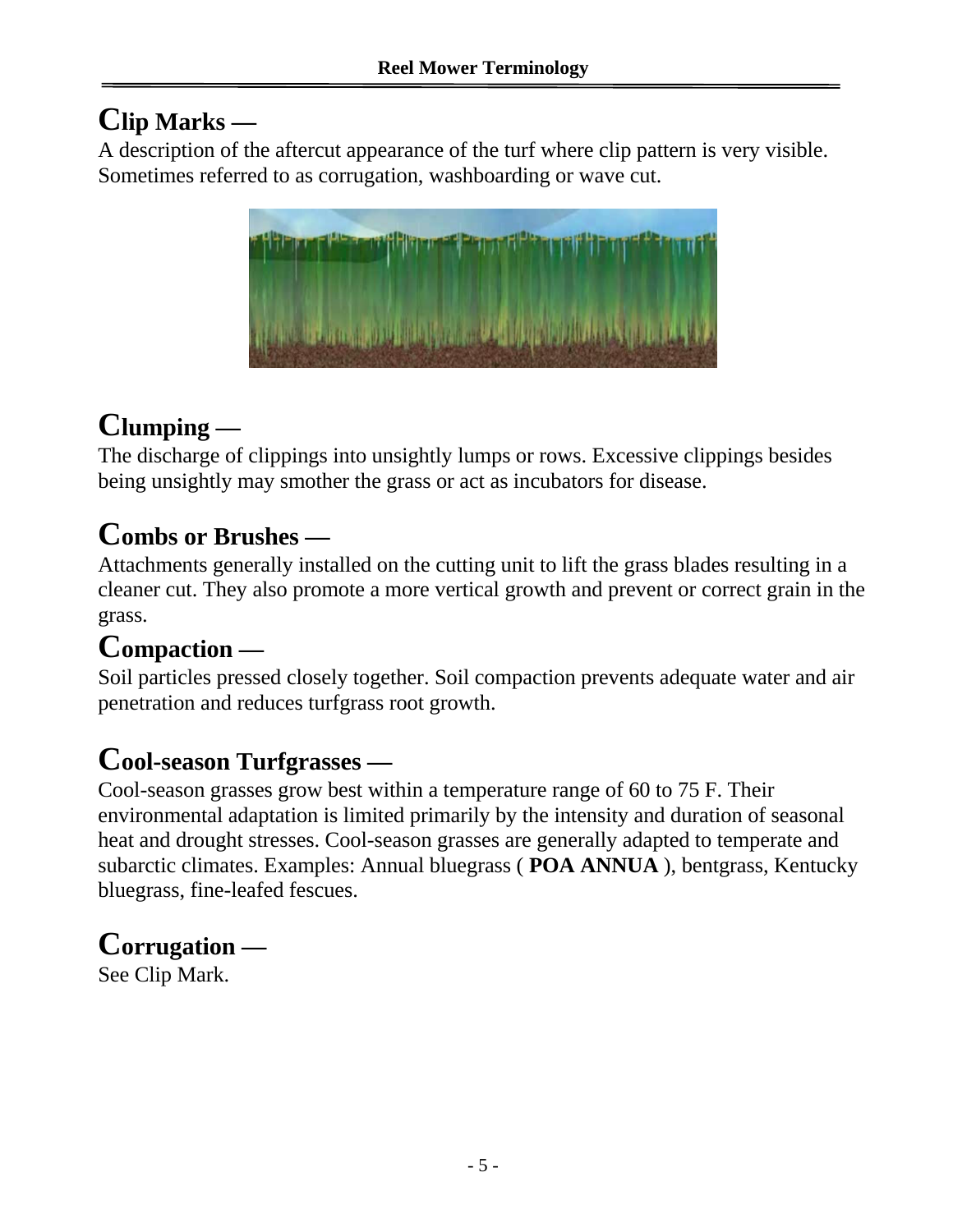## Clip Marks —

A description of the aftercut appearance of the turf where clip pattern is very visible. Sometimes referred to as corrugation, washboarding or wave cut.

## Clumping —

The discharge of clippings into unsightly lumps or rows. Excessive clippings besides being unsightly may smother the grass or act as incubators for disease.

## Combs or Brushes —

Attachments generally installed on the cutting unit to lift the grass blades resulting in a cleaner cut. They also promote a more vertical growth and prevent or correct grain in the grass.

## Compaction —

Soil particles pressed closely together. Soil compaction prevents adequate water and air penetration and reduces turfgrass root growth.

## Cool-season Turfgrasses —

Cool-season grasses grow best within a temperature range of 60 to 75 F. Their environmental adaptation is limited primarily by the intensity and duration of seasonal heat and drought stresses. Cool-season grasses are generally adapted to temperate and subarctic climates. Examples: Annual bluegrass ( **POA ANNUA** ), bentgrass, Kentucky bluegrass, fine-leafed fescues.

## Corrugation —

See Clip Mark.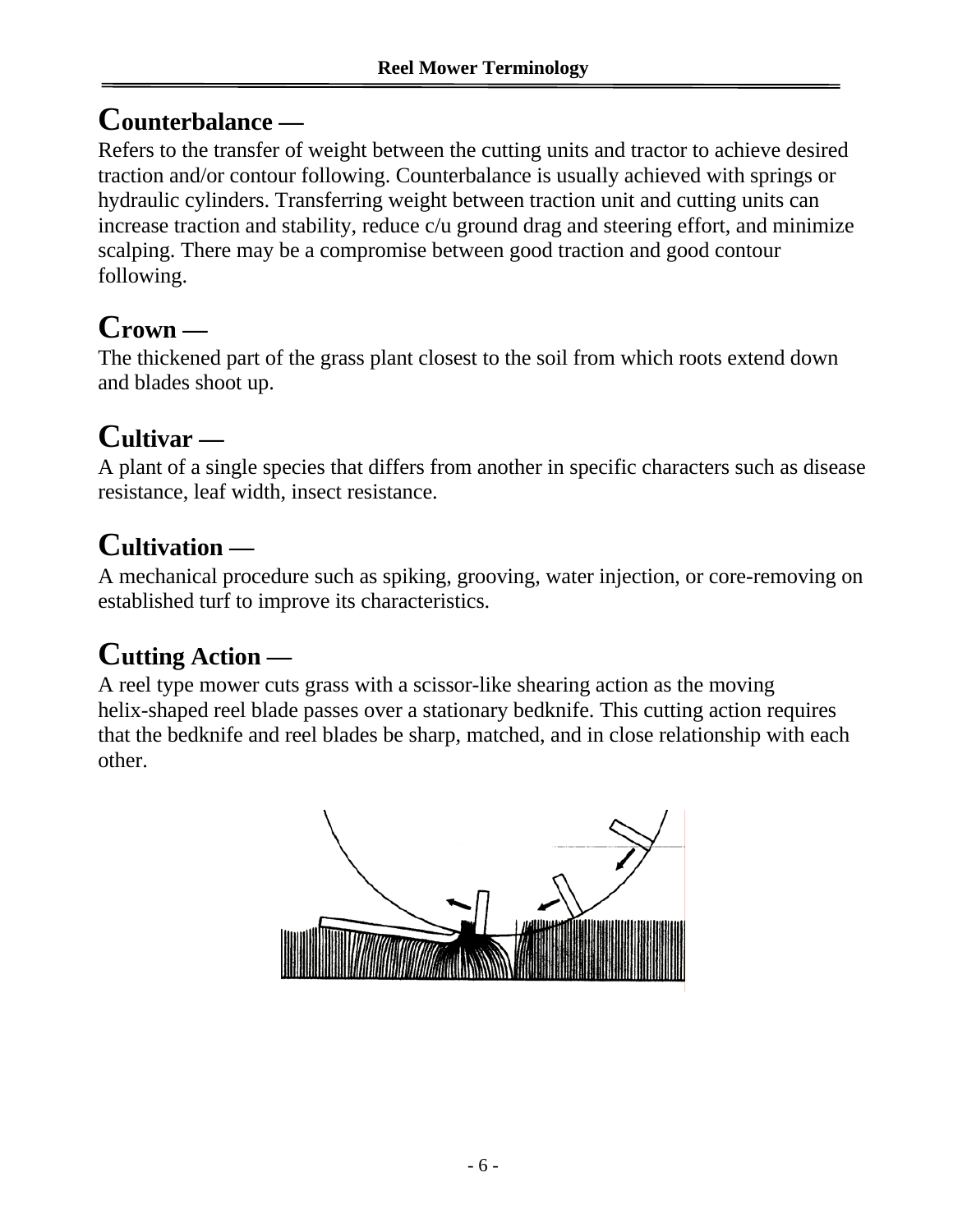## Counterbalance —

Refers to the transfer of weight between the cutting units and tractor to achieve desired traction and/or contour following. Counterbalance is usually achieved with springs or hydraulic cylinders. Transferring weight between traction unit and cutting units can increase traction and stability, reduce c/u ground drag and steering effort, and minimize scalping. There may be a compromise between good traction and good contour following.

## Crown —

The thickened part of the grass plant closest to the soil from which roots extend down and blades shoot up.

## Cultivar —

A plant of a single species that differs from another in specific characters such as disease resistance, leaf width, insect resistance.

## Cultivation —

A mechanical procedure such as spiking, grooving, water injection, or core-removing on established turf to improve its characteristics.

## Cutting Action —

A reel type mower cuts grass with a scissor-like shearing action as the moving helix-shaped reel blade passes over a stationary bedknife. This cutting action requires that the bedknife and reel blades be sharp, matched, and in close relationship with each other.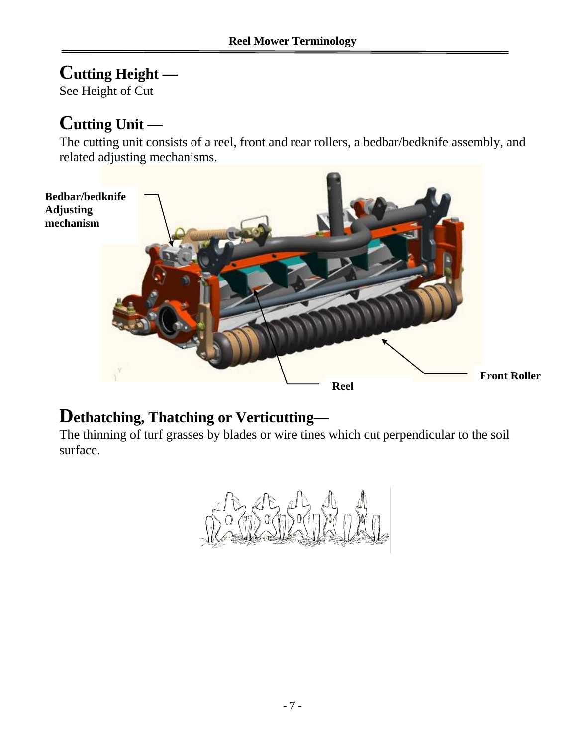## Cutting Height —

See Height of Cut

## Cutting Unit —

The cutting unit consists of a reel, front and rear rollers, a bedbar/bedknife assembly, and related adjusting mechanisms.

**Bedbar/bedknife Adjusting mechanism**

**Front Roller**

**Reel**

## Dethatching, Thatching or Verticutting—

The thinning of turf grasses by blades or wire tines which cut perpendicular to the soil surface.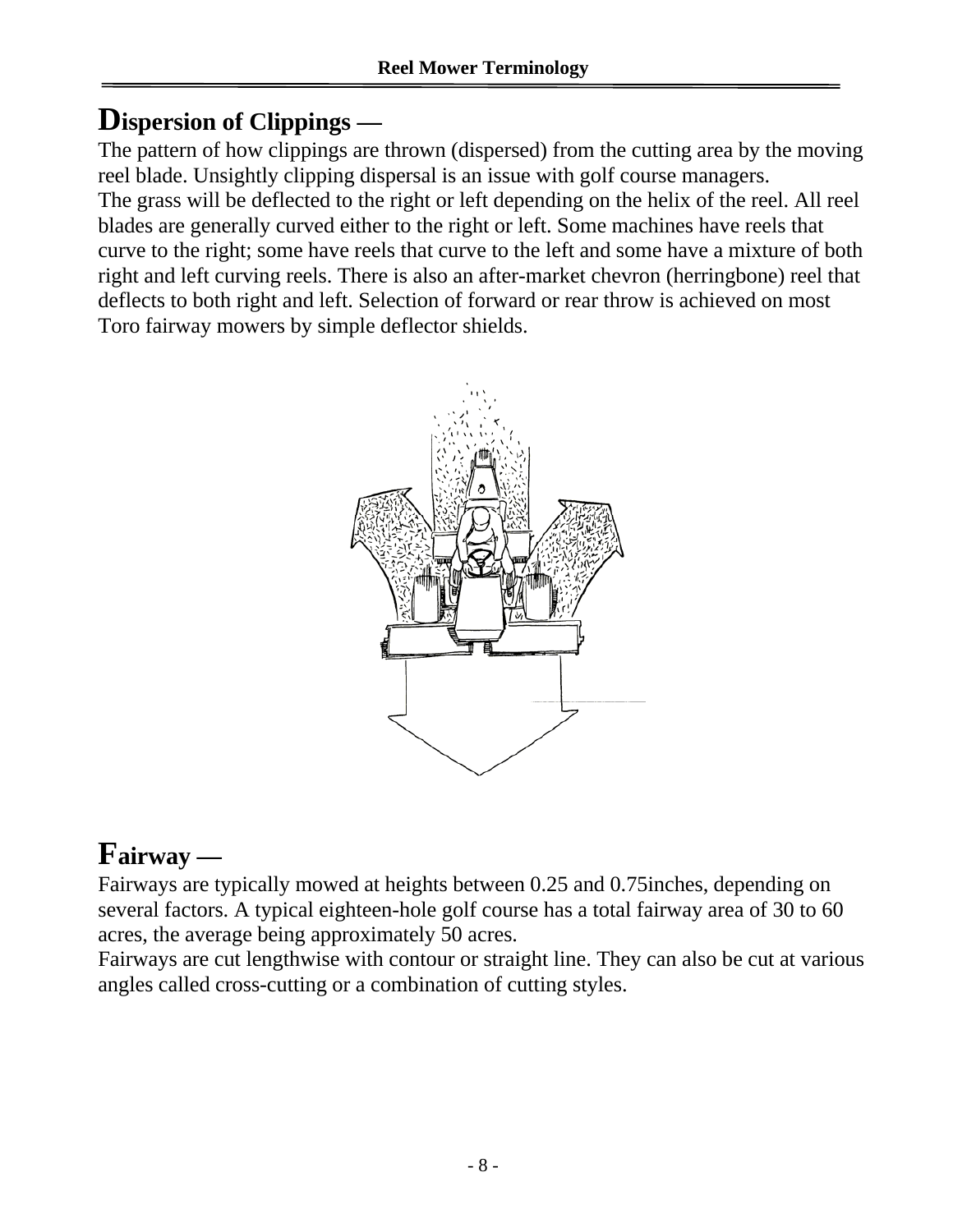## Dispersion of Clippings —

The pattern of how clippings are thrown (dispersed) from the cutting area by the moving reel blade. Unsightly clipping dispersal is an issue with golf course managers.
The grass will be deflected to the right or left depending on the helix of the reel. All reel blades are generally curved either to the right or left. Some machines have reels that curve to the right; some have reels that curve to the left and some have a mixture of both right and left curving reels. There is also an after-market chevron (herringbone) reel that deflects to both right and left. Selection of forward or rear throw is achieved on most Toro fairway mowers by simple deflector shields.

## Fairway —

Fairways are typically mowed at heights between 0.25 and 0.75inches, depending on several factors. A typical eighteen-hole golf course has a total fairway area of 30 to 60 acres, the average being approximately 50 acres.
Fairways are cut lengthwise with contour or straight line. They can also be cut at various angles called cross-cutting or a combination of cutting styles.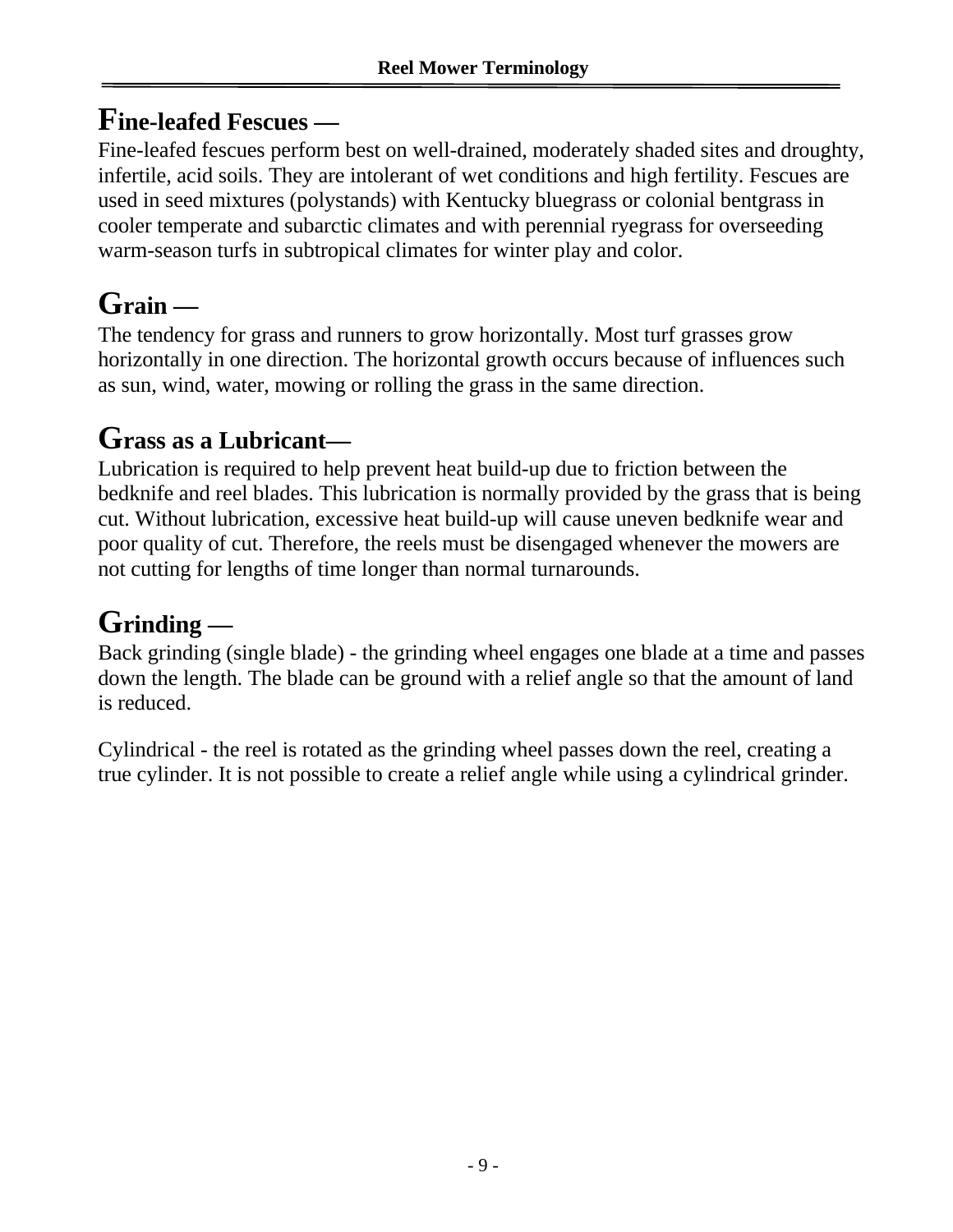## Fine-leafed Fescues —

Fine-leafed fescues perform best on well-drained, moderately shaded sites and droughty, infertile, acid soils. They are intolerant of wet conditions and high fertility. Fescues are used in seed mixtures (polystands) with Kentucky bluegrass or colonial bentgrass in cooler temperate and subarctic climates and with perennial ryegrass for overseeding warm-season turfs in subtropical climates for winter play and color.

## Grain —

The tendency for grass and runners to grow horizontally. Most turf grasses grow horizontally in one direction. The horizontal growth occurs because of influences such as sun, wind, water, mowing or rolling the grass in the same direction.

## Grass as a Lubricant—

Lubrication is required to help prevent heat build-up due to friction between the bedknife and reel blades. This lubrication is normally provided by the grass that is being cut. Without lubrication, excessive heat build-up will cause uneven bedknife wear and poor quality of cut. Therefore, the reels must be disengaged whenever the mowers are not cutting for lengths of time longer than normal turnarounds.

## Grinding —

Back grinding (single blade) - the grinding wheel engages one blade at a time and passes down the length. The blade can be ground with a relief angle so that the amount of land is reduced.

Cylindrical - the reel is rotated as the grinding wheel passes down the reel, creating a true cylinder. It is not possible to create a relief angle while using a cylindrical grinder.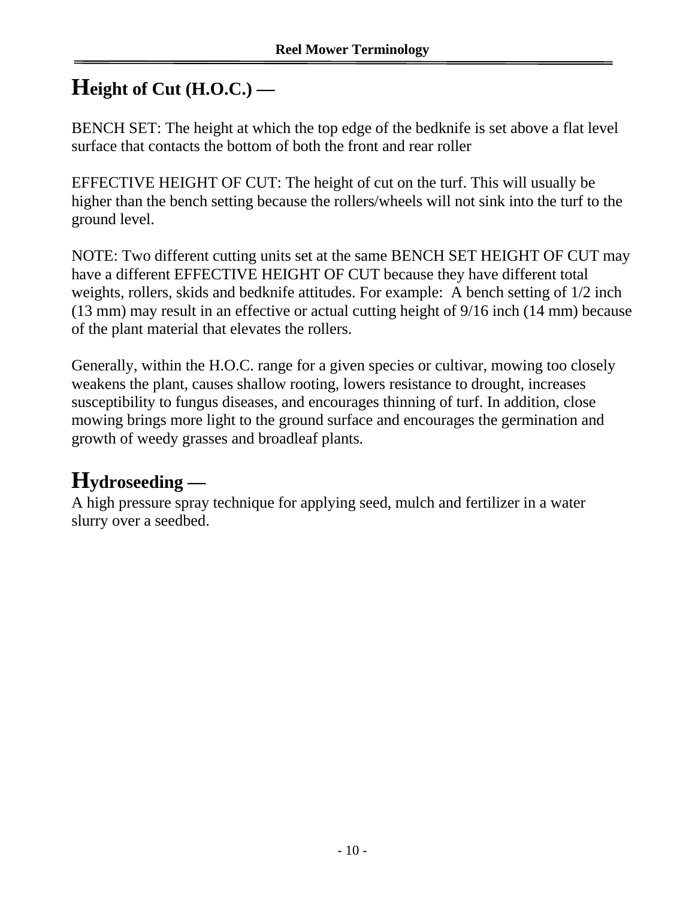## Height of Cut (H.O.C.) —

BENCH SET: The height at which the top edge of the bedknife is set above a flat level surface that contacts the bottom of both the front and rear roller

EFFECTIVE HEIGHT OF CUT: The height of cut on the turf. This will usually be higher than the bench setting because the rollers/wheels will not sink into the turf to the ground level.

NOTE: Two different cutting units set at the same BENCH SET HEIGHT OF CUT may have a different EFFECTIVE HEIGHT OF CUT because they have different total weights, rollers, skids and bedknife attitudes. For example: A bench setting of 1/2 inch (13 mm) may result in an effective or actual cutting height of 9/16 inch (14 mm) because of the plant material that elevates the rollers.

Generally, within the H.O.C. range for a given species or cultivar, mowing too closely weakens the plant, causes shallow rooting, lowers resistance to drought, increases susceptibility to fungus diseases, and encourages thinning of turf. In addition, close mowing brings more light to the ground surface and encourages the germination and growth of weedy grasses and broadleaf plants.

## Hydroseeding —

A high pressure spray technique for applying seed, mulch and fertilizer in a water slurry over a seedbed.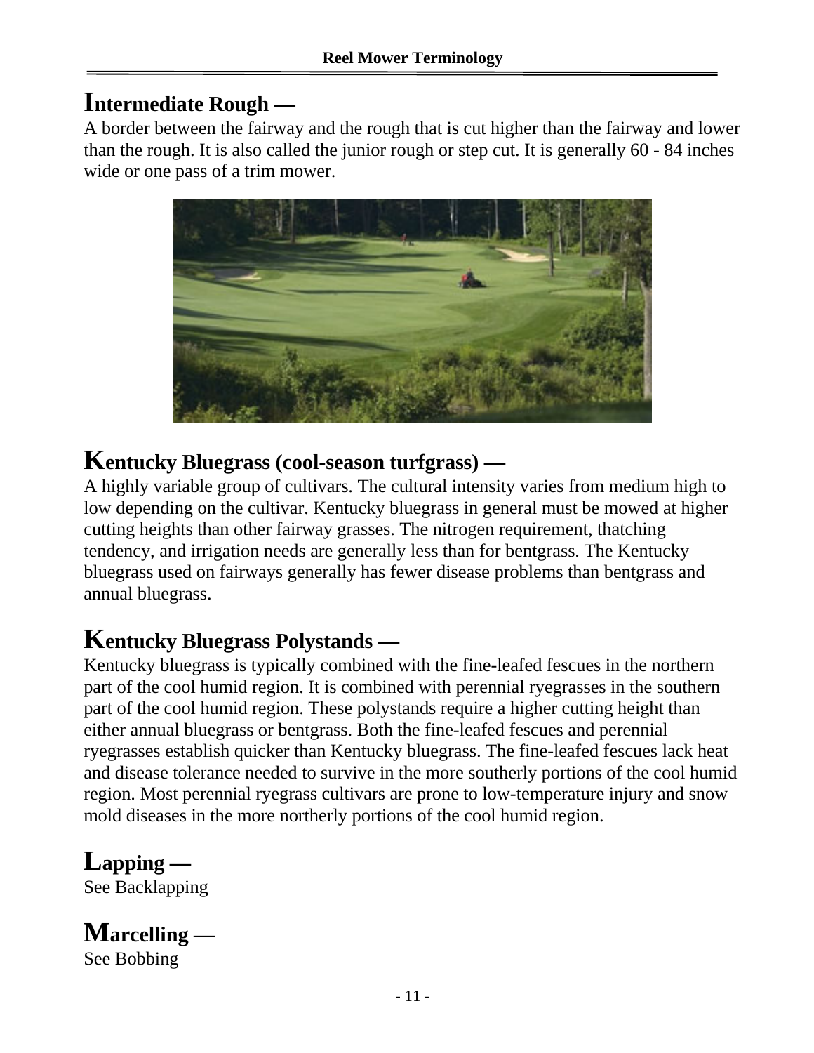## Intermediate Rough —

A border between the fairway and the rough that is cut higher than the fairway and lower than the rough. It is also called the junior rough or step cut. It is generally 60 - 84 inches wide or one pass of a trim mower.

## Kentucky Bluegrass (cool-season turfgrass) —

A highly variable group of cultivars. The cultural intensity varies from medium high to low depending on the cultivar. Kentucky bluegrass in general must be mowed at higher cutting heights than other fairway grasses. The nitrogen requirement, thatching tendency, and irrigation needs are generally less than for bentgrass. The Kentucky bluegrass used on fairways generally has fewer disease problems than bentgrass and annual bluegrass.

## Kentucky Bluegrass Polystands —

Kentucky bluegrass is typically combined with the fine-leafed fescues in the northern part of the cool humid region. It is combined with perennial ryegrasses in the southern part of the cool humid region. These polystands require a higher cutting height than either annual bluegrass or bentgrass. Both the fine-leafed fescues and perennial ryegrasses establish quicker than Kentucky bluegrass. The fine-leafed fescues lack heat and disease tolerance needed to survive in the more southerly portions of the cool humid region. Most perennial ryegrass cultivars are prone to low-temperature injury and snow mold diseases in the more northerly portions of the cool humid region.

## Lapping —

See Backlapping

## Marcelling —

See Bobbing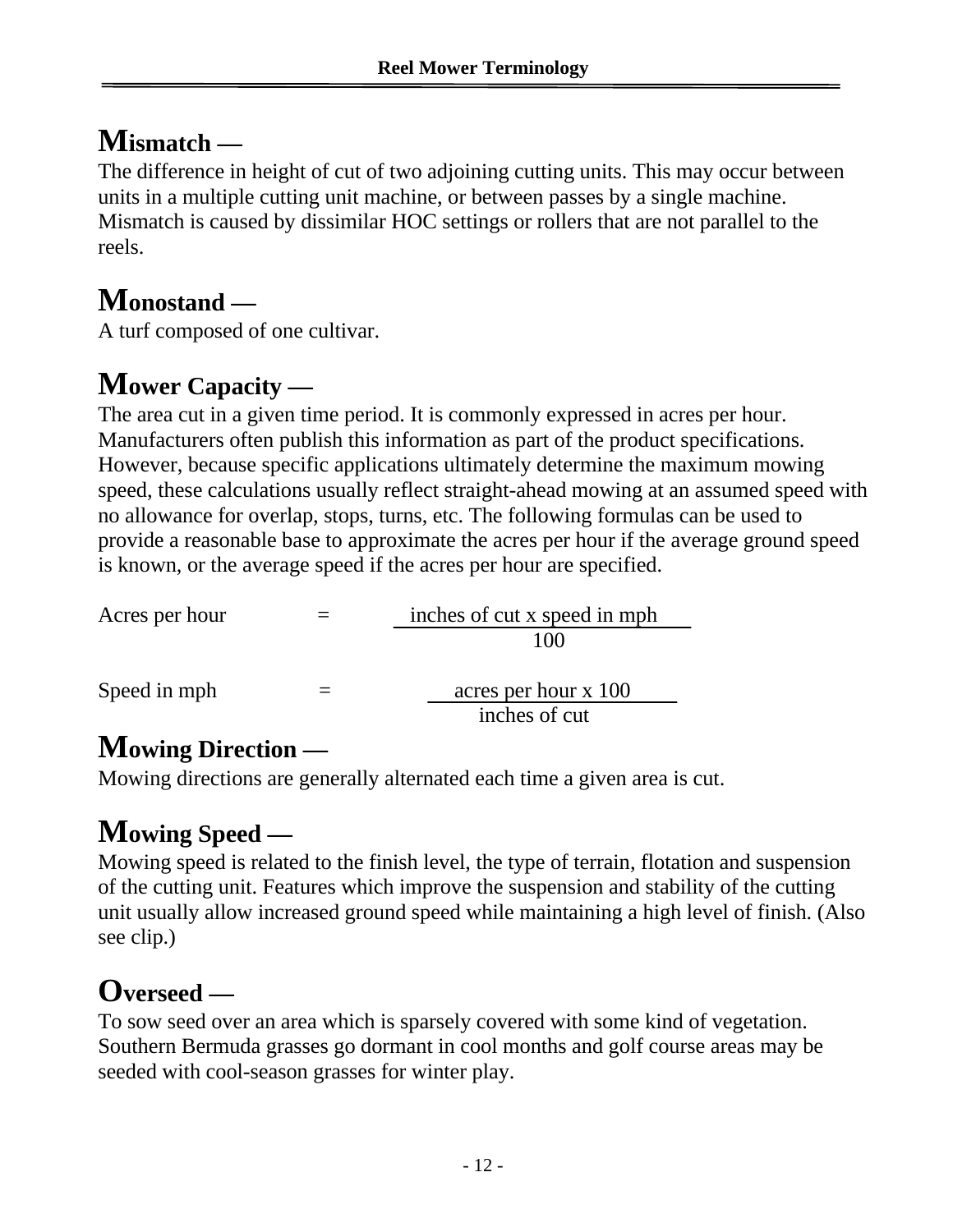## Mismatch —

The difference in height of cut of two adjoining cutting units. This may occur between units in a multiple cutting unit machine, or between passes by a single machine. Mismatch is caused by dissimilar HOC settings or rollers that are not parallel to the reels.

## Monostand —

A turf composed of one cultivar.

## Mower Capacity —

The area cut in a given time period. It is commonly expressed in acres per hour. Manufacturers often publish this information as part of the product specifications. However, because specific applications ultimately determine the maximum mowing speed, these calculations usually reflect straight-ahead mowing at an assumed speed with no allowance for overlap, stops, turns, etc. The following formulas can be used to provide a reasonable base to approximate the acres per hour if the average ground speed is known, or the average speed if the acres per hour are specified.

$$\text{Acres per hour} = \frac{\text{inches of cut x speed in mph}}{100}$$

$$\text{Speed in mph} = \frac{\text{acres per hour x 100}}{\text{inches of cut}}$$

## Mowing Direction —

Mowing directions are generally alternated each time a given area is cut.

## Mowing Speed —

Mowing speed is related to the finish level, the type of terrain, flotation and suspension of the cutting unit. Features which improve the suspension and stability of the cutting unit usually allow increased ground speed while maintaining a high level of finish. (Also see clip.)

## Overseed —

To sow seed over an area which is sparsely covered with some kind of vegetation. Southern Bermuda grasses go dormant in cool months and golf course areas may be seeded with cool-season grasses for winter play.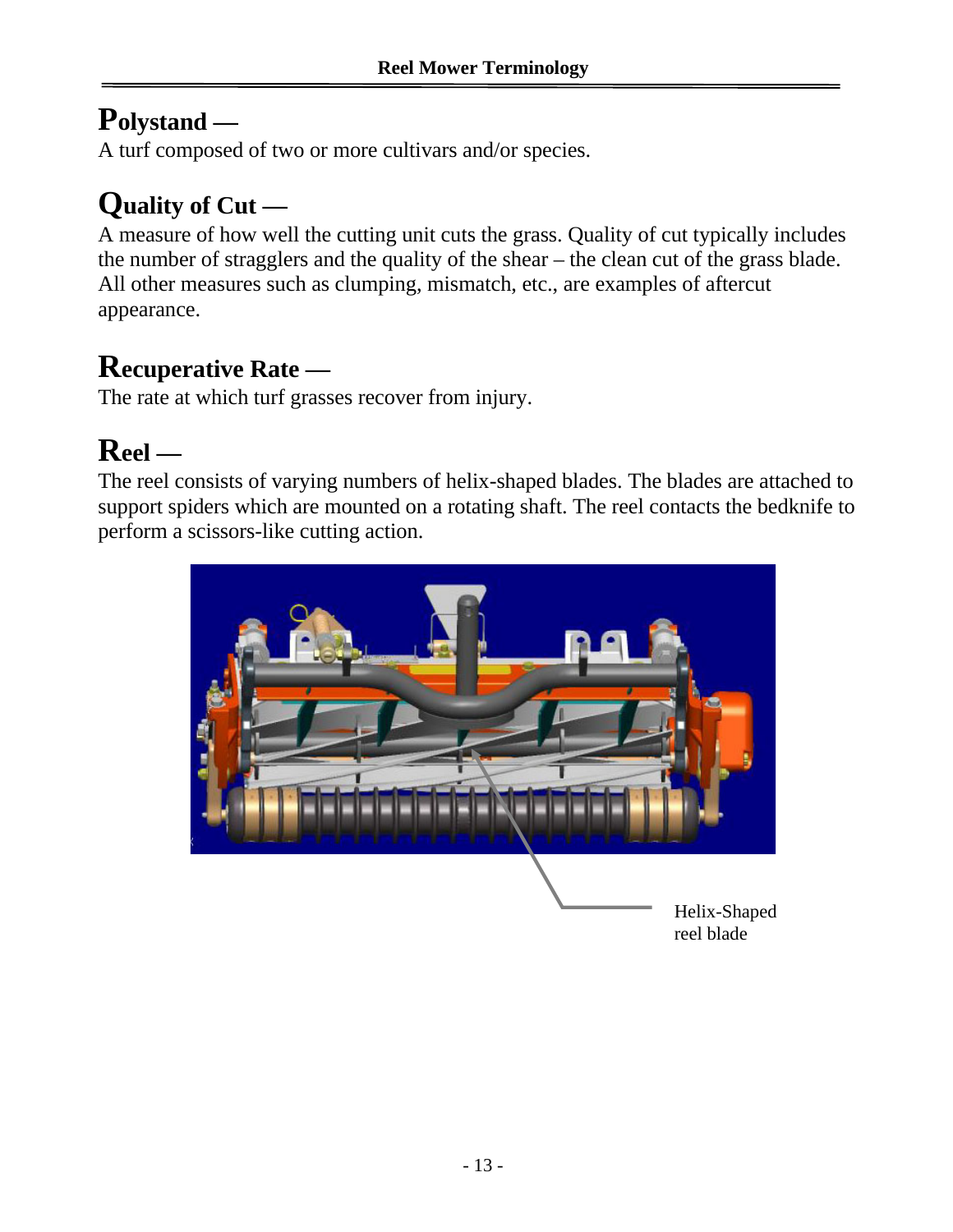## Polystand —

A turf composed of two or more cultivars and/or species.

## Quality of Cut —

A measure of how well the cutting unit cuts the grass. Quality of cut typically includes the number of stragglers and the quality of the shear – the clean cut of the grass blade. All other measures such as clumping, mismatch, etc., are examples of aftercut appearance.

## Recuperative Rate —

The rate at which turf grasses recover from injury.

## Reel —

The reel consists of varying numbers of helix-shaped blades. The blades are attached to support spiders which are mounted on a rotating shaft. The reel contacts the bedknife to perform a scissors-like cutting action.

Helix-Shaped reel blade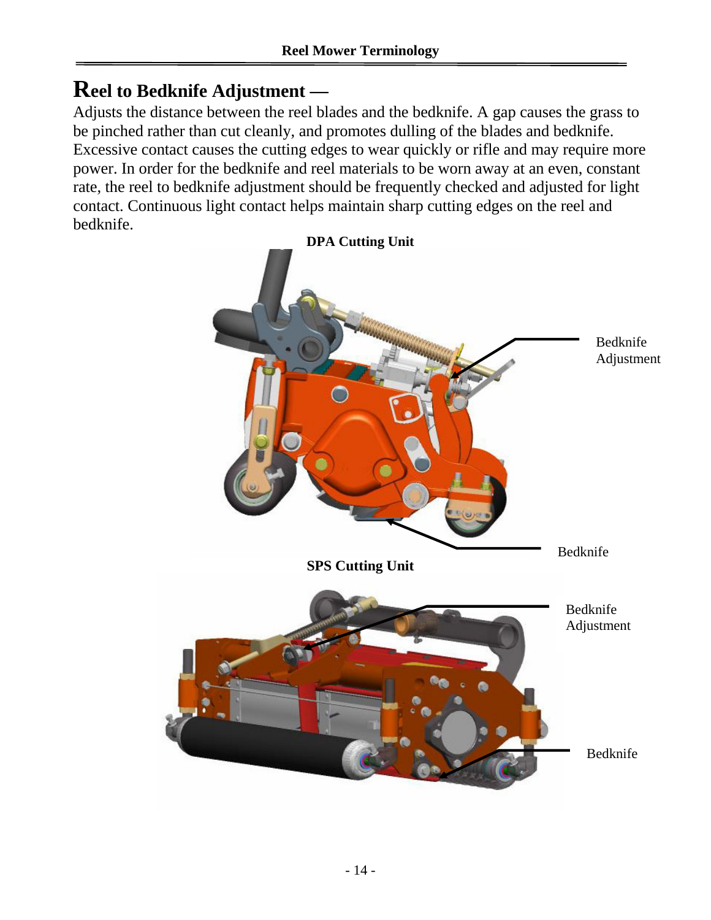## Reel to Bedknife Adjustment —

Adjusts the distance between the reel blades and the bedknife. A gap causes the grass to be pinched rather than cut cleanly, and promotes dulling of the blades and bedknife. Excessive contact causes the cutting edges to wear quickly or rifle and may require more power. In order for the bedknife and reel materials to be worn away at an even, constant rate, the reel to bedknife adjustment should be frequently checked and adjusted for light contact. Continuous light contact helps maintain sharp cutting edges on the reel and bedknife.

**DPA Cutting Unit**

Bedknife Adjustment

Bedknife

**SPS Cutting Unit**

Bedknife Adjustment

Bedknife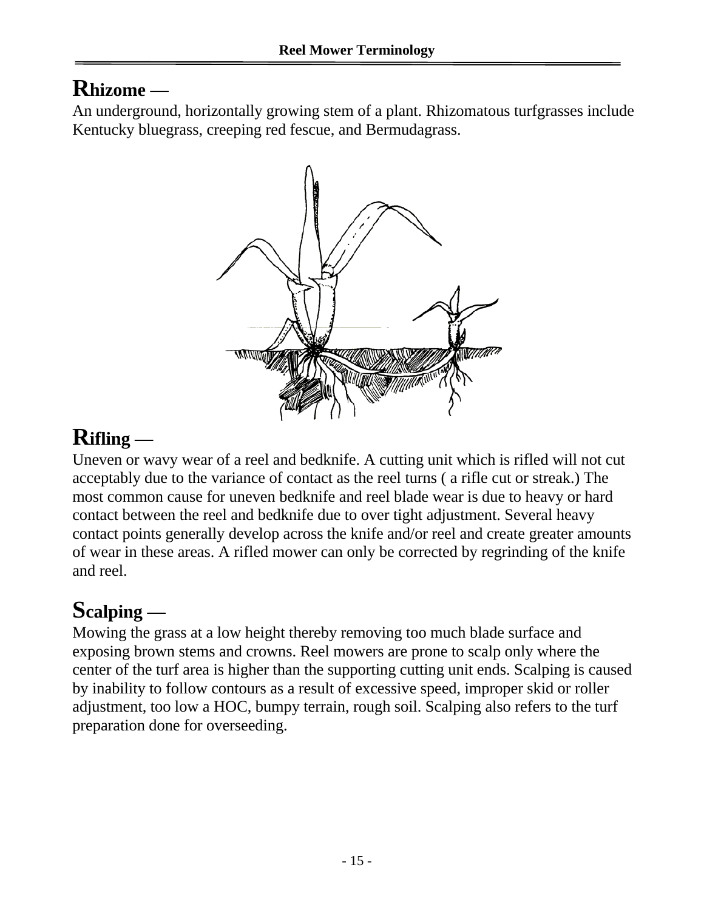## Rhizome —

An underground, horizontally growing stem of a plant. Rhizomatous turfgrasses include Kentucky bluegrass, creeping red fescue, and Bermudagrass.

## Rifling —

Uneven or wavy wear of a reel and bedknife. A cutting unit which is rifled will not cut acceptably due to the variance of contact as the reel turns ( a rifle cut or streak.) The most common cause for uneven bedknife and reel blade wear is due to heavy or hard contact between the reel and bedknife due to over tight adjustment. Several heavy contact points generally develop across the knife and/or reel and create greater amounts of wear in these areas. A rifled mower can only be corrected by regrinding of the knife and reel.

## Scalping —

Mowing the grass at a low height thereby removing too much blade surface and exposing brown stems and crowns. Reel mowers are prone to scalp only where the center of the turf area is higher than the supporting cutting unit ends. Scalping is caused by inability to follow contours as a result of excessive speed, improper skid or roller adjustment, too low a HOC, bumpy terrain, rough soil. Scalping also refers to the turf preparation done for overseeding.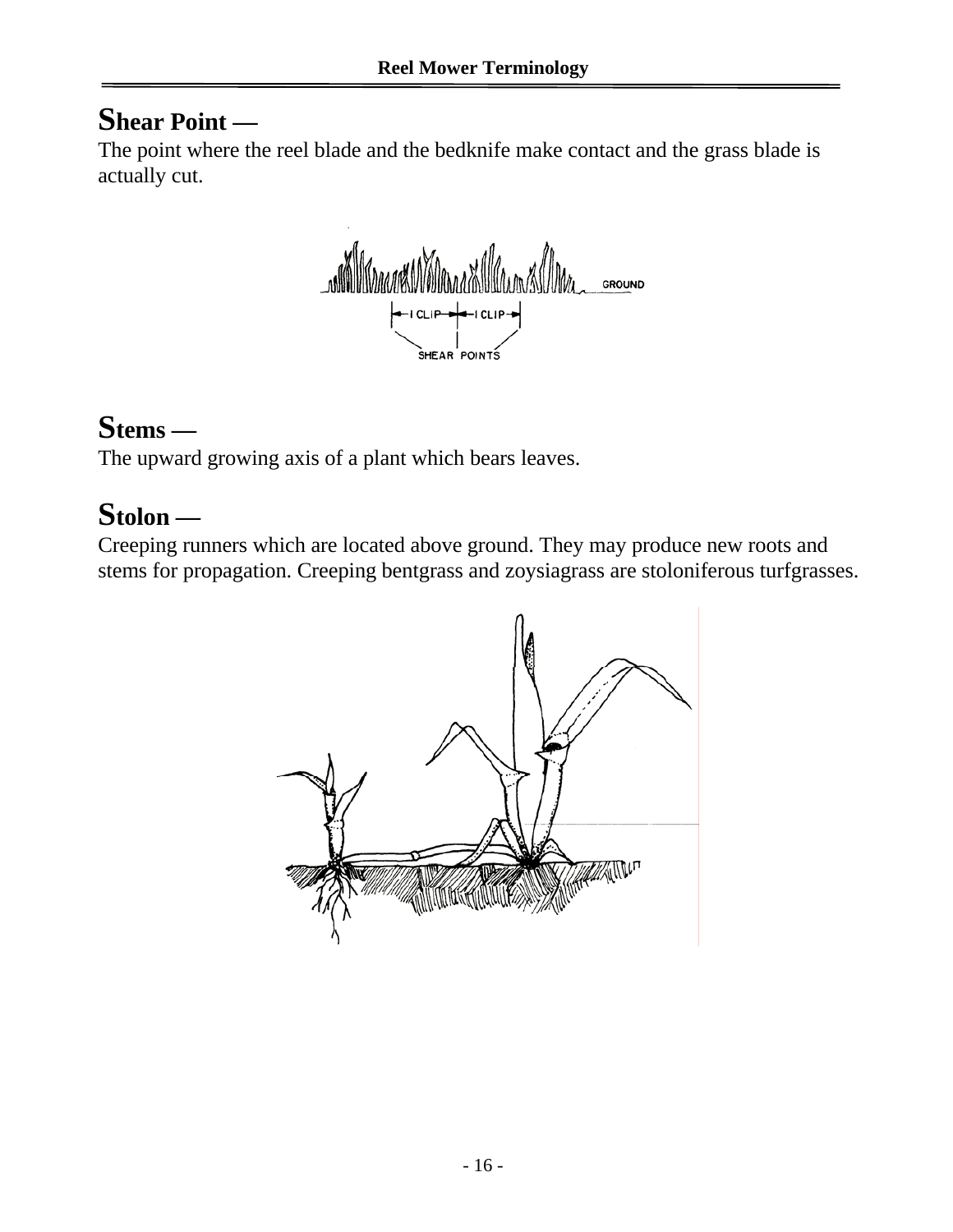## Shear Point —

The point where the reel blade and the bedknife make contact and the grass blade is actually cut.

## Stems —

The upward growing axis of a plant which bears leaves.

## Stolon —

Creeping runners which are located above ground. They may produce new roots and stems for propagation. Creeping bentgrass and zoysiagrass are stoloniferous turfgrasses.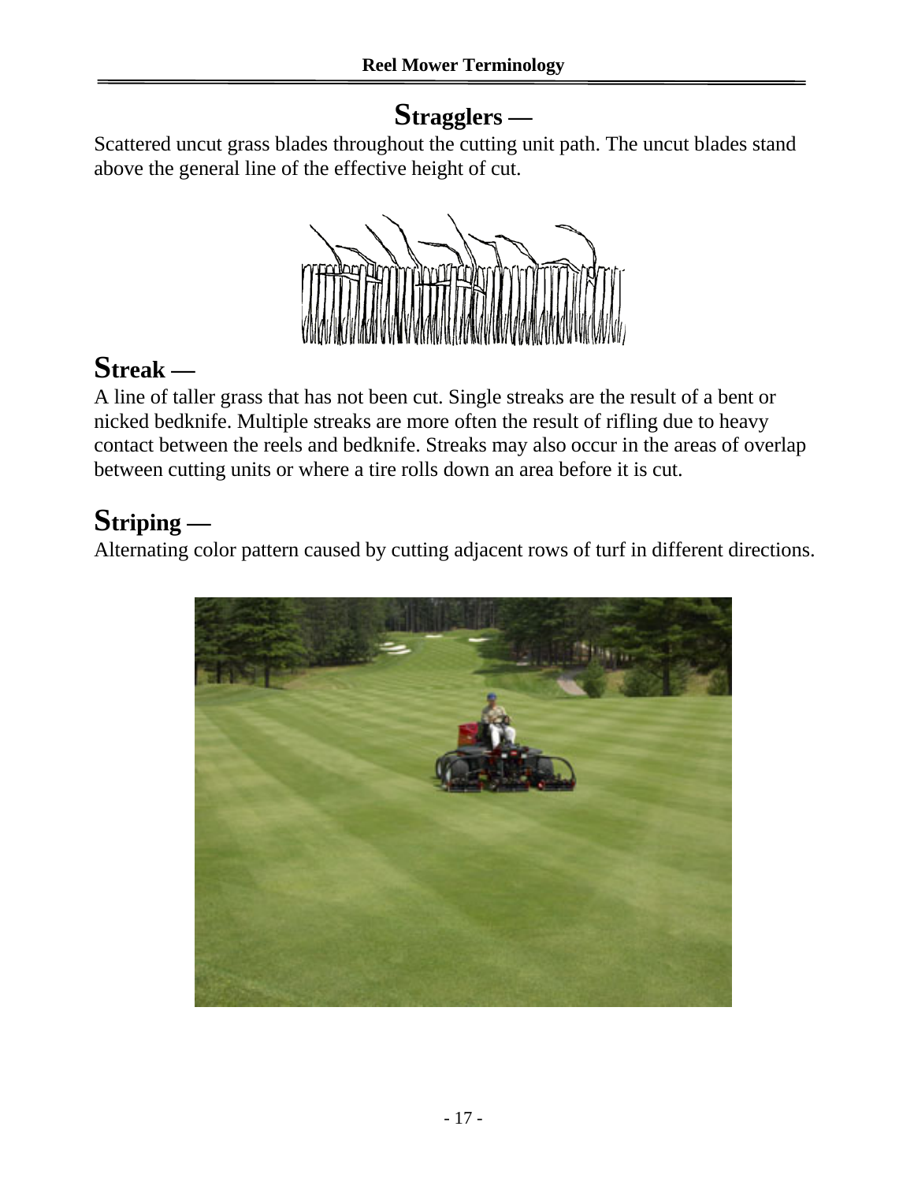## Stragglers —

Scattered uncut grass blades throughout the cutting unit path. The uncut blades stand above the general line of the effective height of cut.

## Streak —

A line of taller grass that has not been cut. Single streaks are the result of a bent or nicked bedknife. Multiple streaks are more often the result of rifling due to heavy contact between the reels and bedknife. Streaks may also occur in the areas of overlap between cutting units or where a tire rolls down an area before it is cut.

## Striping —

Alternating color pattern caused by cutting adjacent rows of turf in different directions.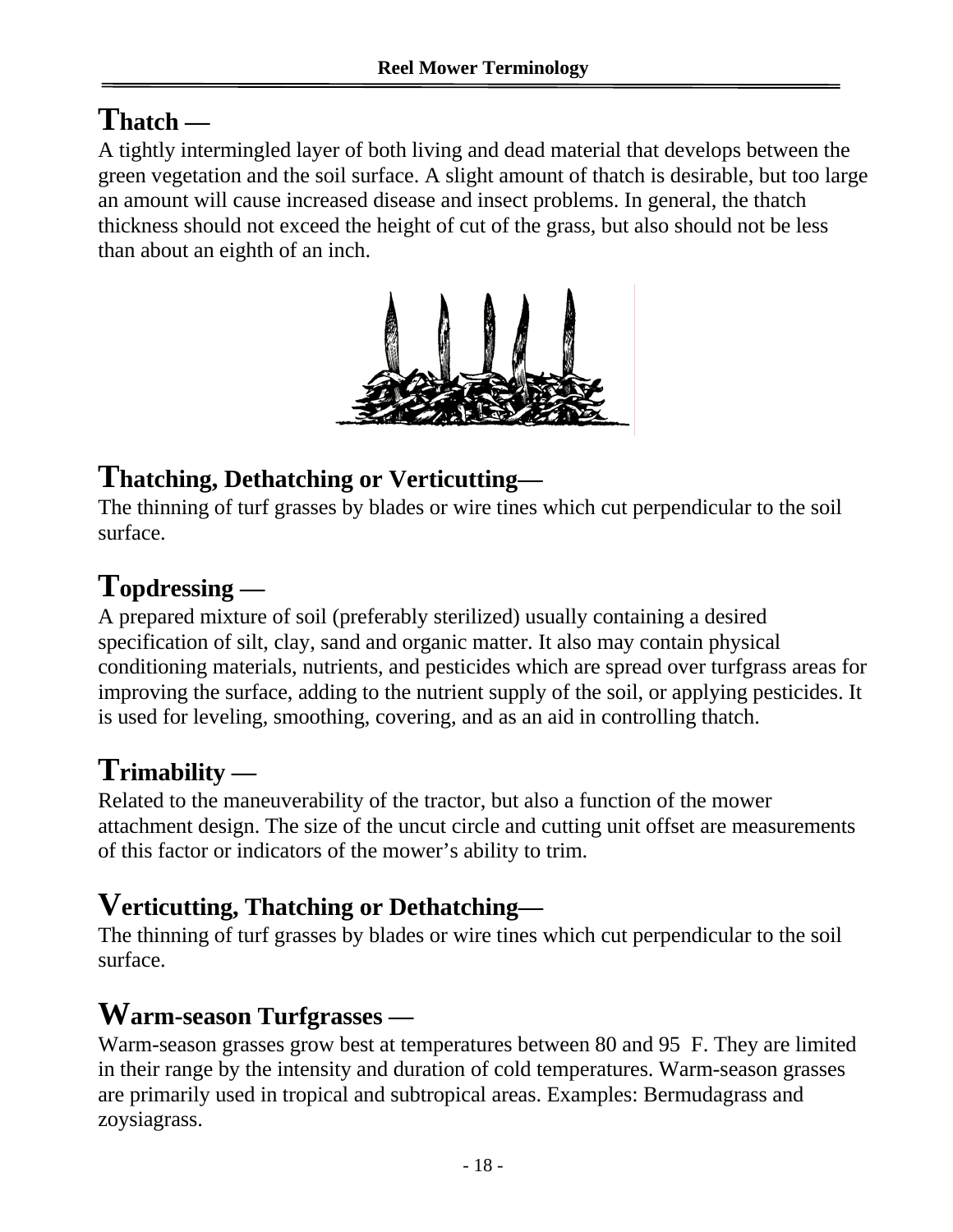## Thatch —

A tightly intermingled layer of both living and dead material that develops between the green vegetation and the soil surface. A slight amount of thatch is desirable, but too large an amount will cause increased disease and insect problems. In general, the thatch thickness should not exceed the height of cut of the grass, but also should not be less than about an eighth of an inch.

## Thatching, Dethatching or Verticutting—

The thinning of turf grasses by blades or wire tines which cut perpendicular to the soil surface.

## Topdressing —

A prepared mixture of soil (preferably sterilized) usually containing a desired specification of silt, clay, sand and organic matter. It also may contain physical conditioning materials, nutrients, and pesticides which are spread over turfgrass areas for improving the surface, adding to the nutrient supply of the soil, or applying pesticides. It is used for leveling, smoothing, covering, and as an aid in controlling thatch.

## Trimability —

Related to the maneuverability of the tractor, but also a function of the mower attachment design. The size of the uncut circle and cutting unit offset are measurements of this factor or indicators of the mower's ability to trim.

## Verticutting, Thatching or Dethatching—

The thinning of turf grasses by blades or wire tines which cut perpendicular to the soil surface.

## Warm-season Turfgrasses —

Warm-season grasses grow best at temperatures between 80 and 95 F. They are limited in their range by the intensity and duration of cold temperatures. Warm-season grasses are primarily used in tropical and subtropical areas. Examples: Bermudagrass and zoysiagrass.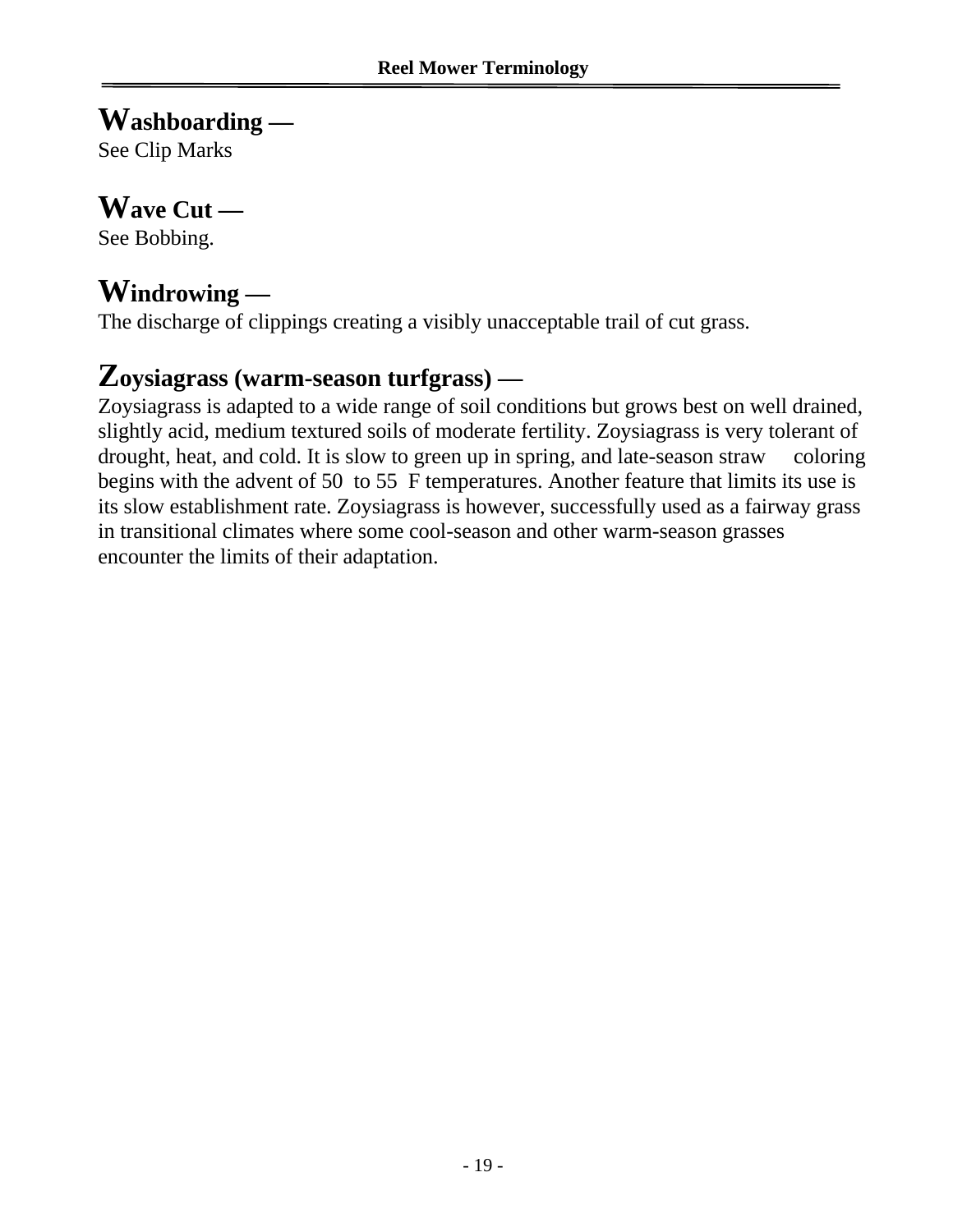## Washboarding —

See Clip Marks

## Wave Cut —

See Bobbing.

## Windrowing —

The discharge of clippings creating a visibly unacceptable trail of cut grass.

## Zoysiagrass (warm-season turfgrass) —

Zoysiagrass is adapted to a wide range of soil conditions but grows best on well drained, slightly acid, medium textured soils of moderate fertility. Zoysiagrass is very tolerant of drought, heat, and cold. It is slow to green up in spring, and late-season straw coloring begins with the advent of 50 to 55 F temperatures. Another feature that limits its use is its slow establishment rate. Zoysiagrass is however, successfully used as a fairway grass in transitional climates where some cool-season and other warm-season grasses encounter the limits of their adaptation.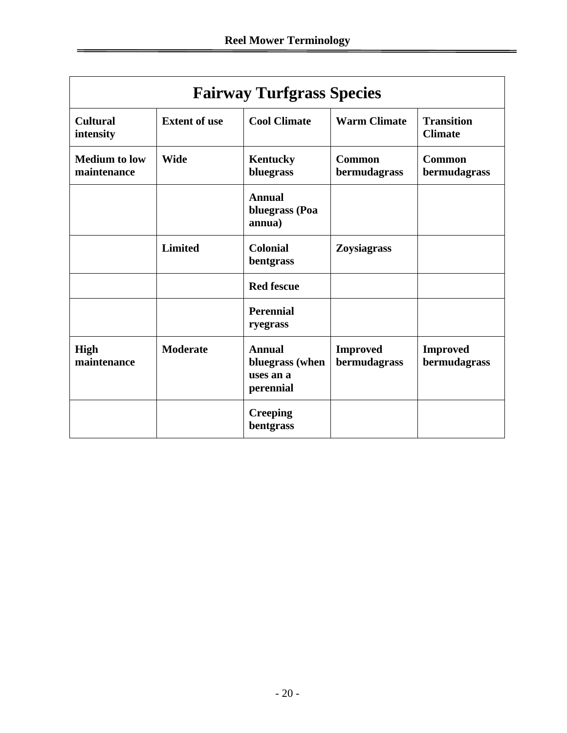| Fairway Turfgrass Species | | | | |
|---|---|---|---|---|
| **Cultural intensity** | **Extent of use** | **Cool Climate** | **Warm Climate** | **Transition Climate** |
| **Medium to low maintenance** | **Wide** | **Kentucky bluegrass** | **Common bermudagrass** | **Common bermudagrass** |
| | | **Annual bluegrass (Poa annua)** | | |
| | **Limited** | **Colonial bentgrass** | **Zoysiagrass** | |
| | | **Red fescue** | | |
| | | **Perennial ryegrass** | | |
| **High maintenance** | **Moderate** | **Annual bluegrass (when uses an a perennial** | **Improved bermudagrass** | **Improved bermudagrass** |
| | | **Creeping bentgrass** | | |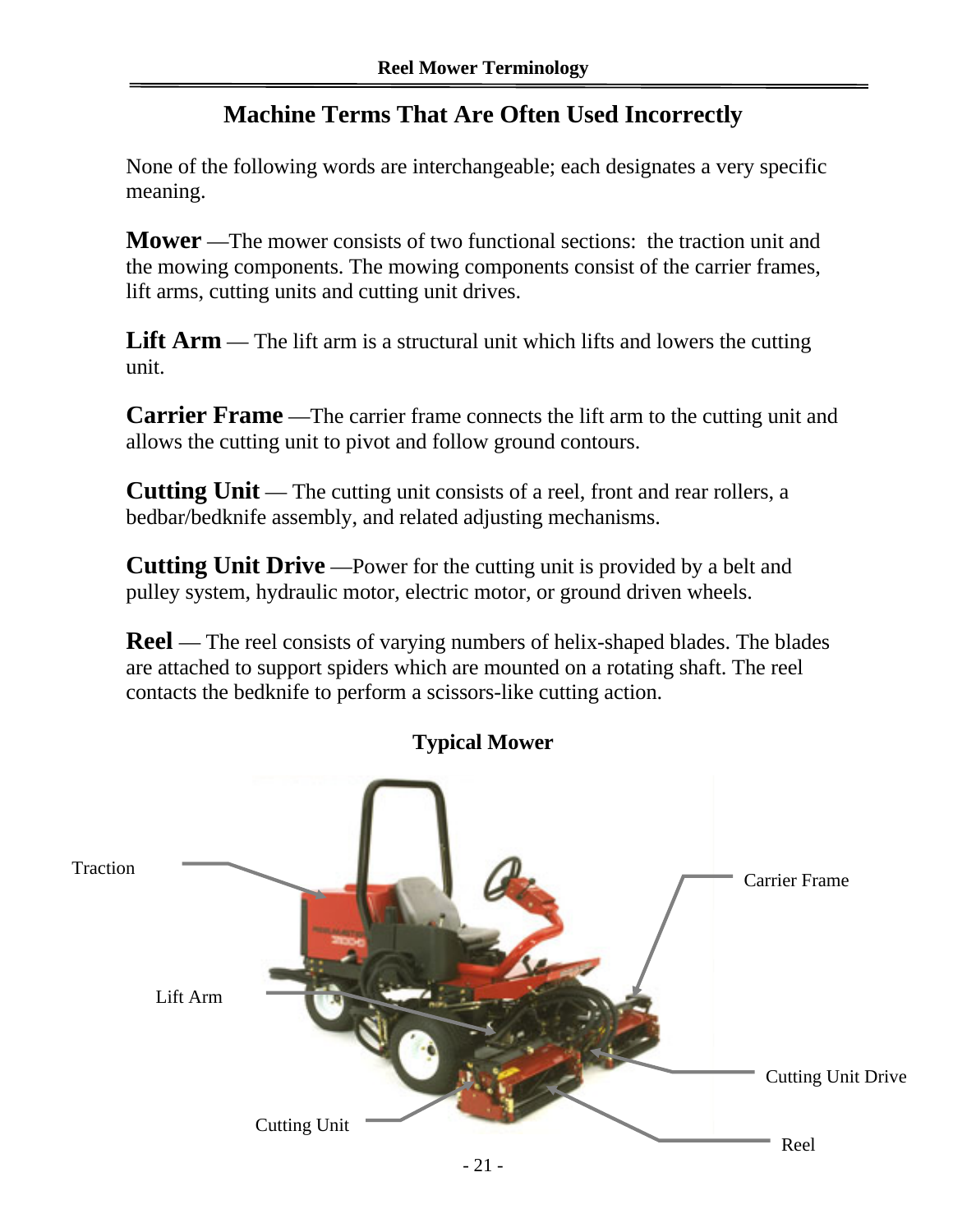## Machine Terms That Are Often Used Incorrectly

None of the following words are interchangeable; each designates a very specific meaning.

**Mower** —The mower consists of two functional sections: the traction unit and the mowing components. The mowing components consist of the carrier frames, lift arms, cutting units and cutting unit drives.

**Lift Arm** — The lift arm is a structural unit which lifts and lowers the cutting unit.

**Carrier Frame** —The carrier frame connects the lift arm to the cutting unit and allows the cutting unit to pivot and follow ground contours.

**Cutting Unit** — The cutting unit consists of a reel, front and rear rollers, a bedbar/bedknife assembly, and related adjusting mechanisms.

**Cutting Unit Drive** —Power for the cutting unit is provided by a belt and pulley system, hydraulic motor, electric motor, or ground driven wheels.

**Reel** — The reel consists of varying numbers of helix-shaped blades. The blades are attached to support spiders which are mounted on a rotating shaft. The reel contacts the bedknife to perform a scissors-like cutting action.

**Typical Mower**

Traction

Lift Arm

Cutting Unit

Carrier Frame

Cutting Unit Drive

Reel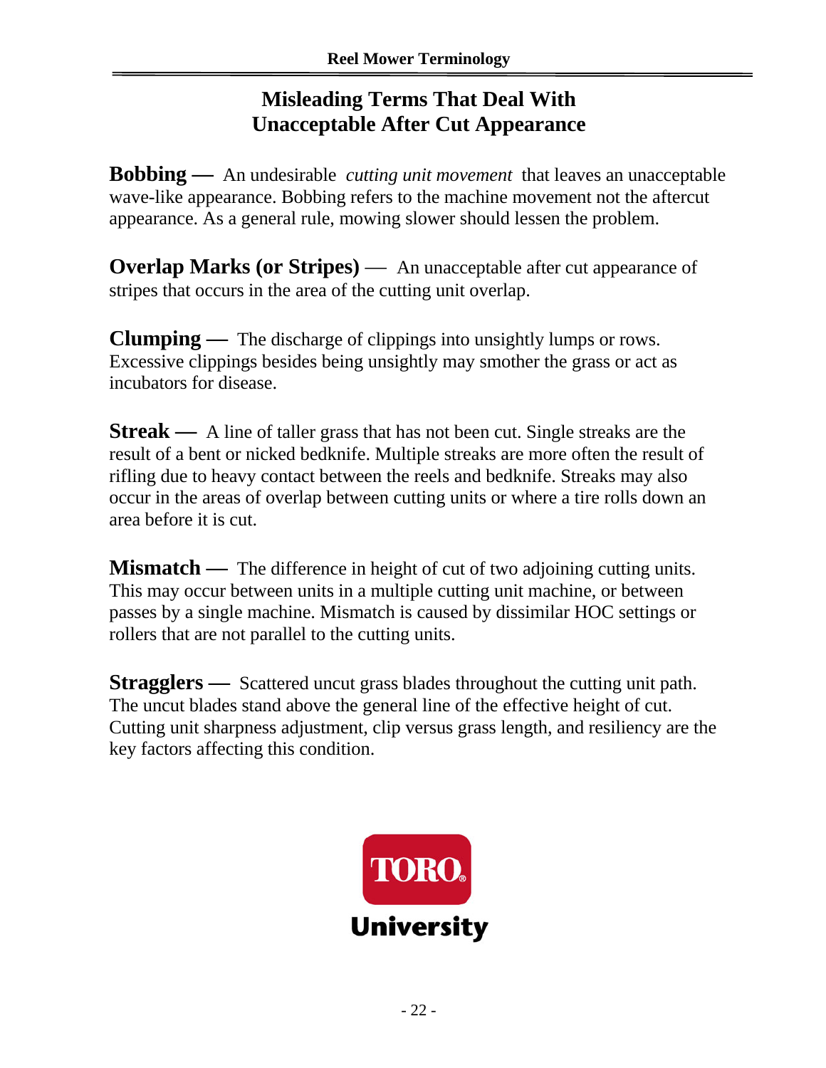## Misleading Terms That Deal With Unacceptable After Cut Appearance

**Bobbing —** An undesirable *cutting unit movement* that leaves an unacceptable wave-like appearance. Bobbing refers to the machine movement not the aftercut appearance. As a general rule, mowing slower should lessen the problem.

**Overlap Marks (or Stripes)** — An unacceptable after cut appearance of stripes that occurs in the area of the cutting unit overlap.

**Clumping —** The discharge of clippings into unsightly lumps or rows. Excessive clippings besides being unsightly may smother the grass or act as incubators for disease.

**Streak —** A line of taller grass that has not been cut. Single streaks are the result of a bent or nicked bedknife. Multiple streaks are more often the result of rifling due to heavy contact between the reels and bedknife. Streaks may also occur in the areas of overlap between cutting units or where a tire rolls down an area before it is cut.

**Mismatch —** The difference in height of cut of two adjoining cutting units. This may occur between units in a multiple cutting unit machine, or between passes by a single machine. Mismatch is caused by dissimilar HOC settings or rollers that are not parallel to the cutting units.

**Stragglers —** Scattered uncut grass blades throughout the cutting unit path. The uncut blades stand above the general line of the effective height of cut. Cutting unit sharpness adjustment, clip versus grass length, and resiliency are the key factors affecting this condition.

TORO®
University